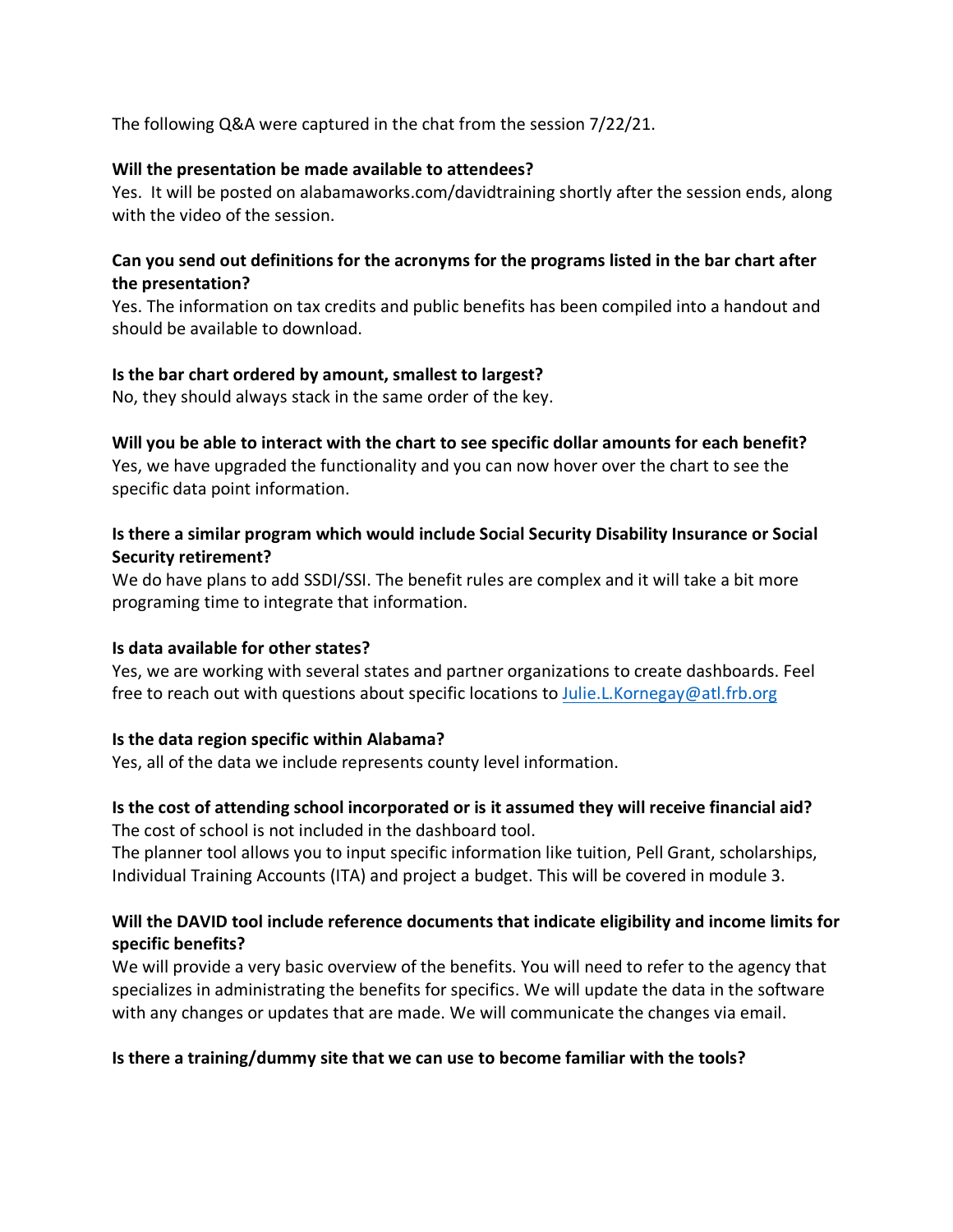The following Q&A were captured in the chat from the session 7/22/21.

**Will the presentation be made available to attendees?**

Yes. It will be posted on alabamaworks.com/davidtraining shortly after the session ends, along with the video of the session.

**Can you send out definitions for the acronyms for the programs listed in the bar chart after the presentation?**

Yes. The information on tax credits and public benefits has been compiled into a handout and should be available to download.

**Is the bar chart ordered by amount, smallest to largest?**

No, they should always stack in the same order of the key.

**Will you be able to interact with the chart to see specific dollar amounts for each benefit?**

Yes, we have upgraded the functionality and you can now hover over the chart to see the specific data point information.

**Is there a similar program which would include Social Security Disability Insurance or Social Security retirement?**

We do have plans to add SSDI/SSI. The benefit rules are complex and it will take a bit more programing time to integrate that information.

**Is data available for other states?**

Yes, we are working with several states and partner organizations to create dashboards. Feel free to reach out with questions about specific locations to Julie.L.Kornegay@atl.frb.org

**Is the data region specific within Alabama?**

Yes, all of the data we include represents county level information.

**Is the cost of attending school incorporated or is it assumed they will receive financial aid?**

The cost of school is not included in the dashboard tool.

The planner tool allows you to input specific information like tuition, Pell Grant, scholarships, Individual Training Accounts (ITA) and project a budget. This will be covered in module 3.

**Will the DAVID tool include reference documents that indicate eligibility and income limits for specific benefits?**

We will provide a very basic overview of the benefits. You will need to refer to the agency that specializes in administrating the benefits for specifics. We will update the data in the software with any changes or updates that are made. We will communicate the changes via email.

**Is there a training/dummy site that we can use to become familiar with the tools?**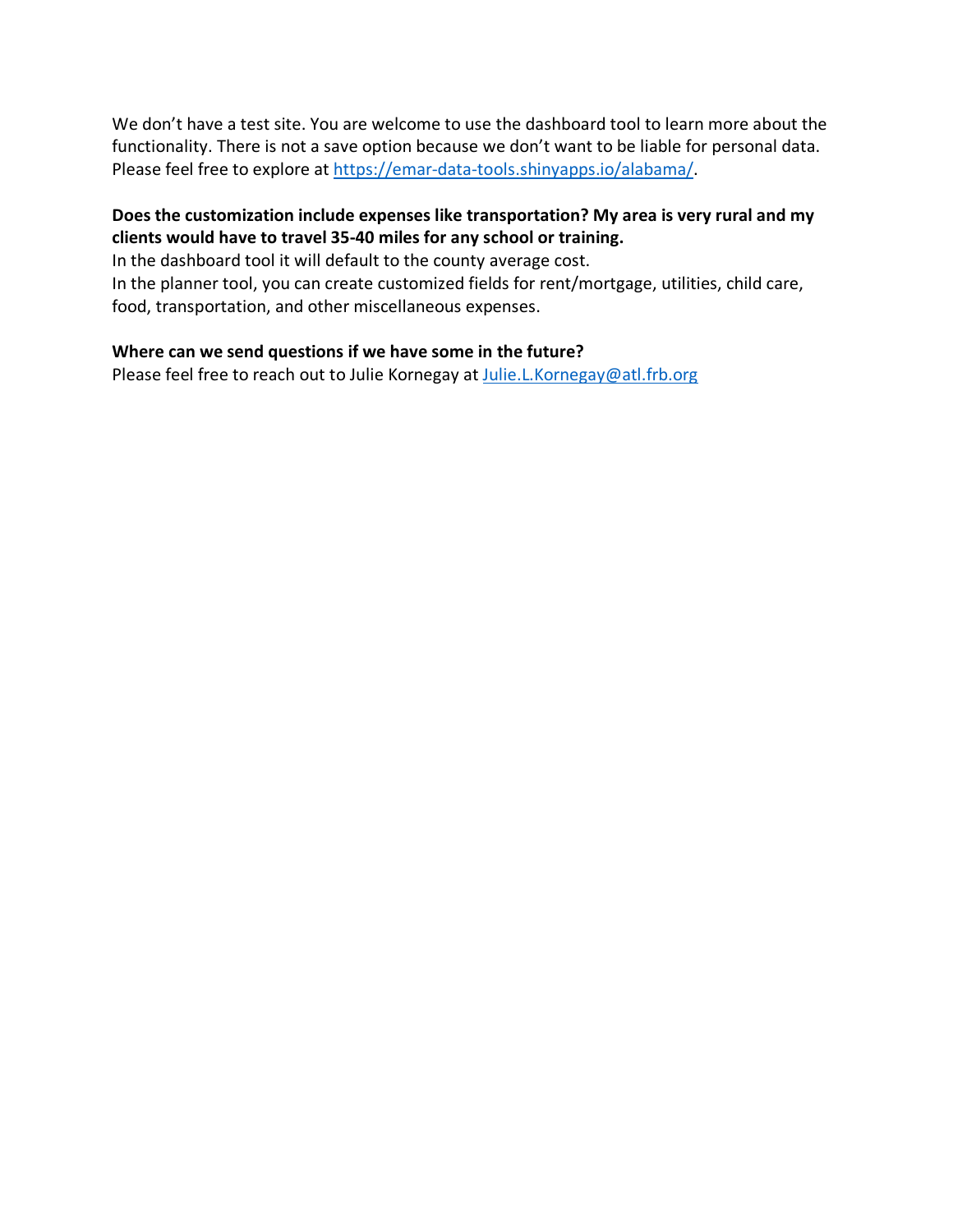We don’t have a test site. You are welcome to use the dashboard tool to learn more about the functionality. There is not a save option because we don’t want to be liable for personal data. Please feel free to explore at https://emar-data-tools.shinyapps.io/alabama/.

**Does the customization include expenses like transportation? My area is very rural and my clients would have to travel 35-40 miles for any school or training.**

In the dashboard tool it will default to the county average cost.

In the planner tool, you can create customized fields for rent/mortgage, utilities, child care, food, transportation, and other miscellaneous expenses.

**Where can we send questions if we have some in the future?**

Please feel free to reach out to Julie Kornegay at Julie.L.Kornegay@atl.frb.org